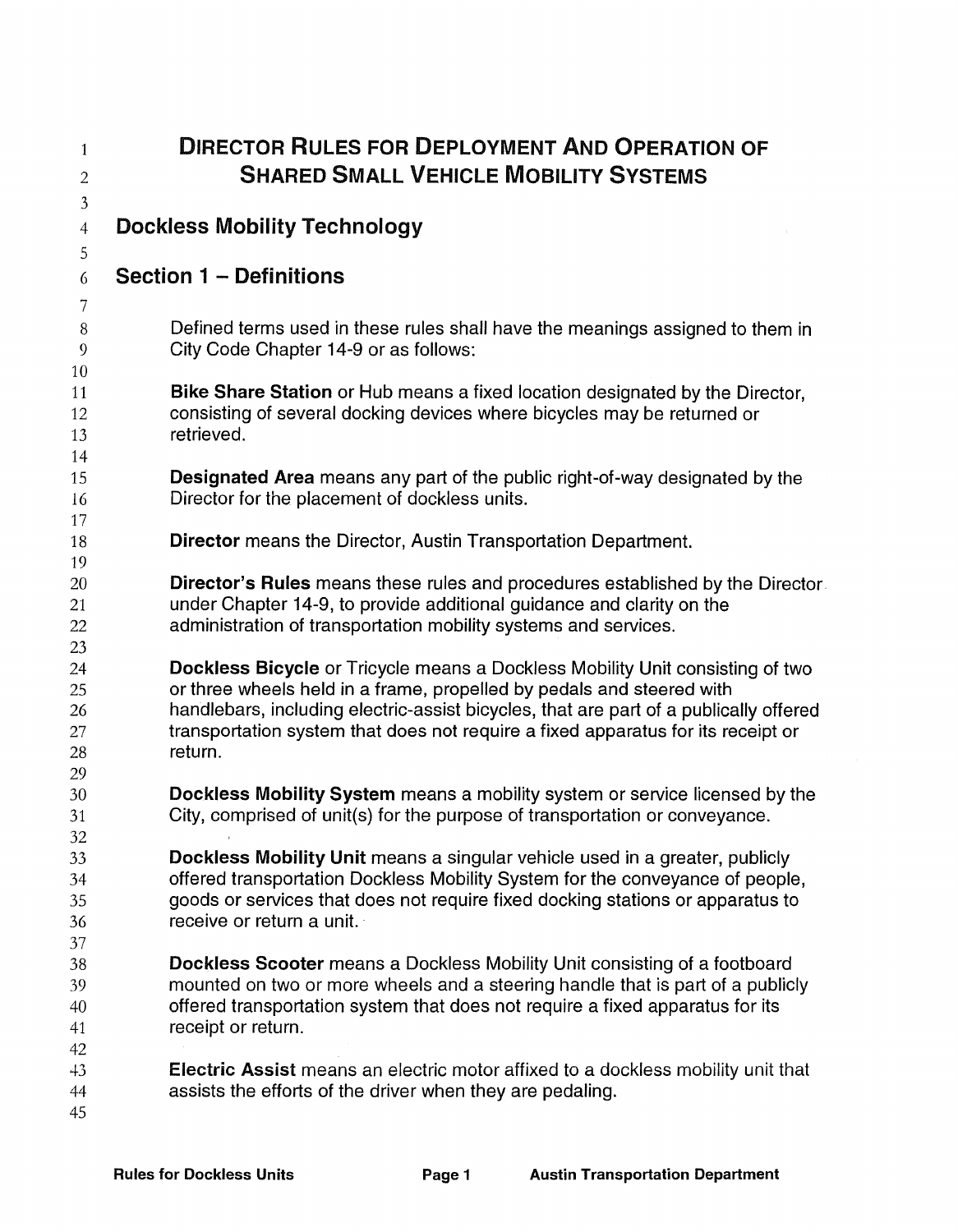# DIRECTOR RULES FOR DEPLOYMENT AND OPERATION OF SHARED SMALL VEHICLE MOBILITY SYSTEMS

## Dockless Mobility Technology

## Section 1 – Definitions

Defined terms used in these rules shall have the meanings assigned to them in City Code Chapter 14-9 or as follows:

**Bike Share Station** or Hub means a fixed location designated by the Director, consisting of several docking devices where bicycles may be returned or retrieved.

**Designated Area** means any part of the public right-of-way designated by the Director for the placement of dockless units.

**Director** means the Director, Austin Transportation Department.

**Director's Rules** means these rules and procedures established by the Director under Chapter 14-9, to provide additional guidance and clarity on the administration of transportation mobility systems and services.

**Dockless Bicycle** or Tricycle means a Dockless Mobility Unit consisting of two or three wheels held in a frame, propelled by pedals and steered with handlebars, including electric-assist bicycles, that are part of a publically offered transportation system that does not require a fixed apparatus for its receipt or return.

**Dockless Mobility System** means a mobility system or service licensed by the City, comprised of unit(s) for the purpose of transportation or conveyance.

**Dockless Mobility Unit** means a singular vehicle used in a greater, publicly offered transportation Dockless Mobility System for the conveyance of people, goods or services that does not require fixed docking stations or apparatus to receive or return a unit.

**Dockless Scooter** means a Dockless Mobility Unit consisting of a footboard mounted on two or more wheels and a steering handle that is part of a publicly offered transportation system that does not require a fixed apparatus for its receipt or return.

**Electric Assist** means an electric motor affixed to a dockless mobility unit that assists the efforts of the driver when they are pedaling.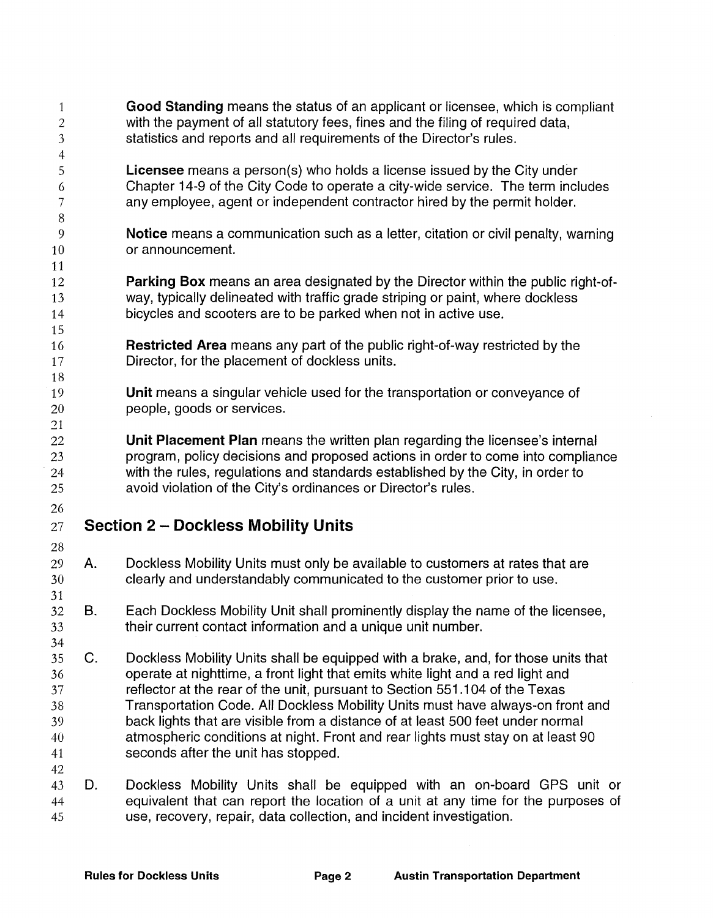**Good Standing** means the status of an applicant or licensee, which is compliant with the payment of all statutory fees, fines and the filing of required data, statistics and reports and all requirements of the Director's rules.

**Licensee** means a person(s) who holds a license issued by the City under Chapter 14-9 of the City Code to operate a city-wide service. The term includes any employee, agent or independent contractor hired by the permit holder.

**Notice** means a communication such as a letter, citation or civil penalty, warning or announcement.

**Parking Box** means an area designated by the Director within the public right-of-way, typically delineated with traffic grade striping or paint, where dockless bicycles and scooters are to be parked when not in active use.

**Restricted Area** means any part of the public right-of-way restricted by the Director, for the placement of dockless units.

**Unit** means a singular vehicle used for the transportation or conveyance of people, goods or services.

**Unit Placement Plan** means the written plan regarding the licensee's internal program, policy decisions and proposed actions in order to come into compliance with the rules, regulations and standards established by the City, in order to avoid violation of the City's ordinances or Director's rules.

## Section 2 – Dockless Mobility Units

A. Dockless Mobility Units must only be available to customers at rates that are clearly and understandably communicated to the customer prior to use.

B. Each Dockless Mobility Unit shall prominently display the name of the licensee, their current contact information and a unique unit number.

C. Dockless Mobility Units shall be equipped with a brake, and, for those units that operate at nighttime, a front light that emits white light and a red light and reflector at the rear of the unit, pursuant to Section 551.104 of the Texas Transportation Code. All Dockless Mobility Units must have always-on front and back lights that are visible from a distance of at least 500 feet under normal atmospheric conditions at night. Front and rear lights must stay on at least 90 seconds after the unit has stopped.

D. Dockless Mobility Units shall be equipped with an on-board GPS unit or equivalent that can report the location of a unit at any time for the purposes of use, recovery, repair, data collection, and incident investigation.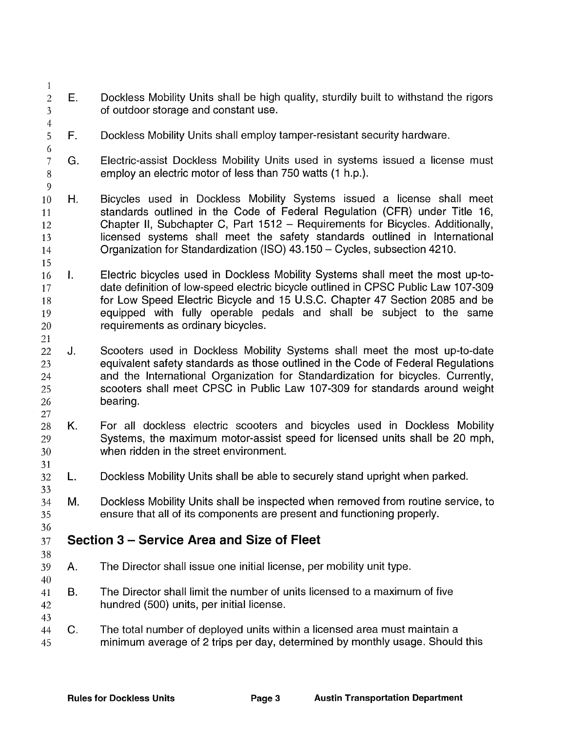E. Dockless Mobility Units shall be high quality, sturdily built to withstand the rigors of outdoor storage and constant use.

F. Dockless Mobility Units shall employ tamper-resistant security hardware.

G. Electric-assist Dockless Mobility Units used in systems issued a license must employ an electric motor of less than 750 watts (1 h.p.).

H. Bicycles used in Dockless Mobility Systems issued a license shall meet standards outlined in the Code of Federal Regulation (CFR) under Title 16, Chapter II, Subchapter C, Part 1512 – Requirements for Bicycles. Additionally, licensed systems shall meet the safety standards outlined in International Organization for Standardization (ISO) 43.150 – Cycles, subsection 4210.

I. Electric bicycles used in Dockless Mobility Systems shall meet the most up-to-date definition of low-speed electric bicycle outlined in CPSC Public Law 107-309 for Low Speed Electric Bicycle and 15 U.S.C. Chapter 47 Section 2085 and be equipped with fully operable pedals and shall be subject to the same requirements as ordinary bicycles.

J. Scooters used in Dockless Mobility Systems shall meet the most up-to-date equivalent safety standards as those outlined in the Code of Federal Regulations and the International Organization for Standardization for bicycles. Currently, scooters shall meet CPSC in Public Law 107-309 for standards around weight bearing.

K. For all dockless electric scooters and bicycles used in Dockless Mobility Systems, the maximum motor-assist speed for licensed units shall be 20 mph, when ridden in the street environment.

L. Dockless Mobility Units shall be able to securely stand upright when parked.

M. Dockless Mobility Units shall be inspected when removed from routine service, to ensure that all of its components are present and functioning properly.

## Section 3 – Service Area and Size of Fleet

A. The Director shall issue one initial license, per mobility unit type.

B. The Director shall limit the number of units licensed to a maximum of five hundred (500) units, per initial license.

C. The total number of deployed units within a licensed area must maintain a minimum average of 2 trips per day, determined by monthly usage. Should this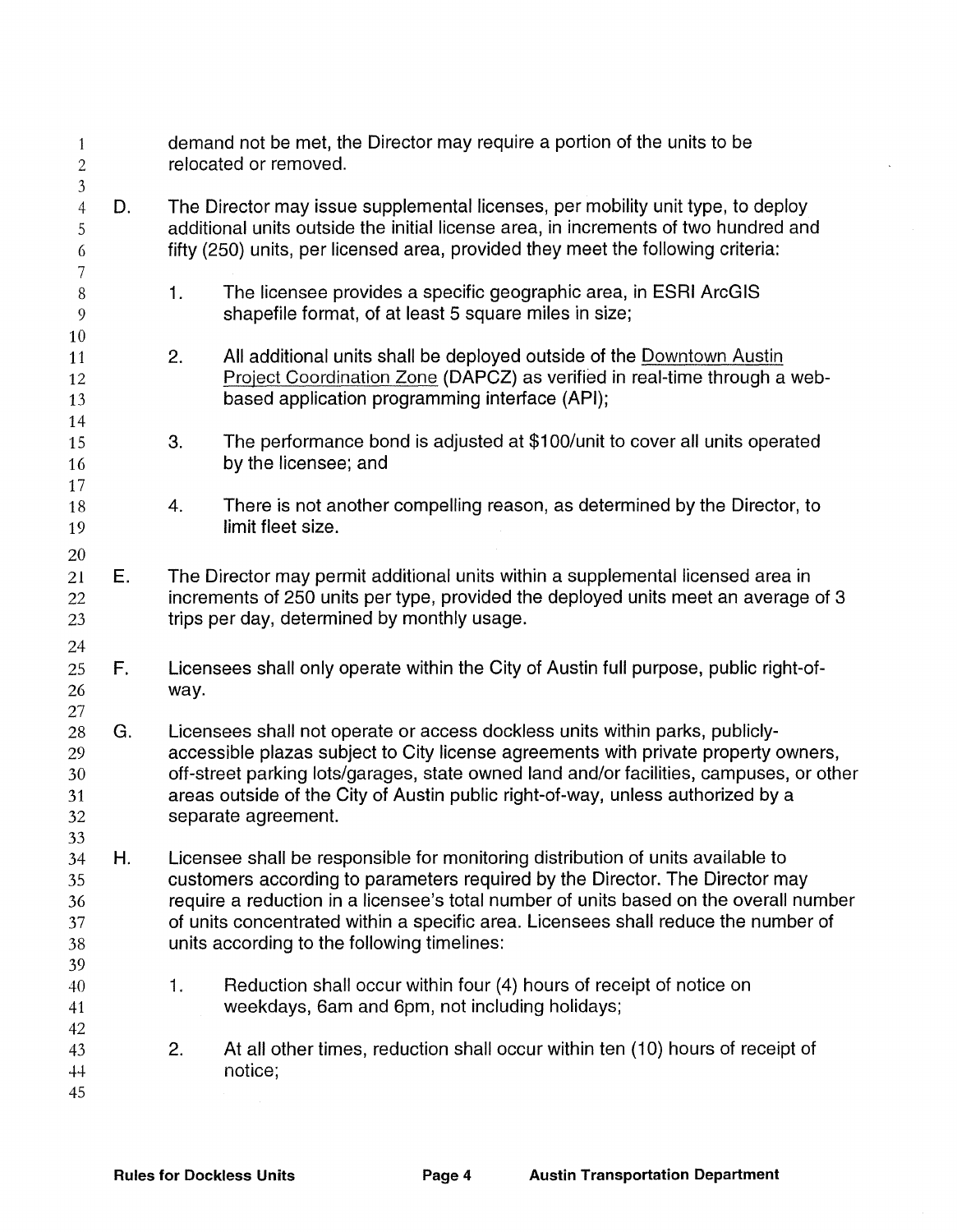demand not be met, the Director may require a portion of the units to be relocated or removed.

D. The Director may issue supplemental licenses, per mobility unit type, to deploy additional units outside the initial license area, in increments of two hundred and fifty (250) units, per licensed area, provided they meet the following criteria:

  1. The licensee provides a specific geographic area, in ESRI ArcGIS shapefile format, of at least 5 square miles in size;

  2. All additional units shall be deployed outside of the Downtown Austin Project Coordination Zone (DAPCZ) as verified in real-time through a web-based application programming interface (API);

  3. The performance bond is adjusted at $100/unit to cover all units operated by the licensee; and

  4. There is not another compelling reason, as determined by the Director, to limit fleet size.

E. The Director may permit additional units within a supplemental licensed area in increments of 250 units per type, provided the deployed units meet an average of 3 trips per day, determined by monthly usage.

F. Licensees shall only operate within the City of Austin full purpose, public right-of-way.

G. Licensees shall not operate or access dockless units within parks, publicly-accessible plazas subject to City license agreements with private property owners, off-street parking lots/garages, state owned land and/or facilities, campuses, or other areas outside of the City of Austin public right-of-way, unless authorized by a separate agreement.

H. Licensee shall be responsible for monitoring distribution of units available to customers according to parameters required by the Director. The Director may require a reduction in a licensee's total number of units based on the overall number of units concentrated within a specific area. Licensees shall reduce the number of units according to the following timelines:

  1. Reduction shall occur within four (4) hours of receipt of notice on weekdays, 6am and 6pm, not including holidays;

  2. At all other times, reduction shall occur within ten (10) hours of receipt of notice;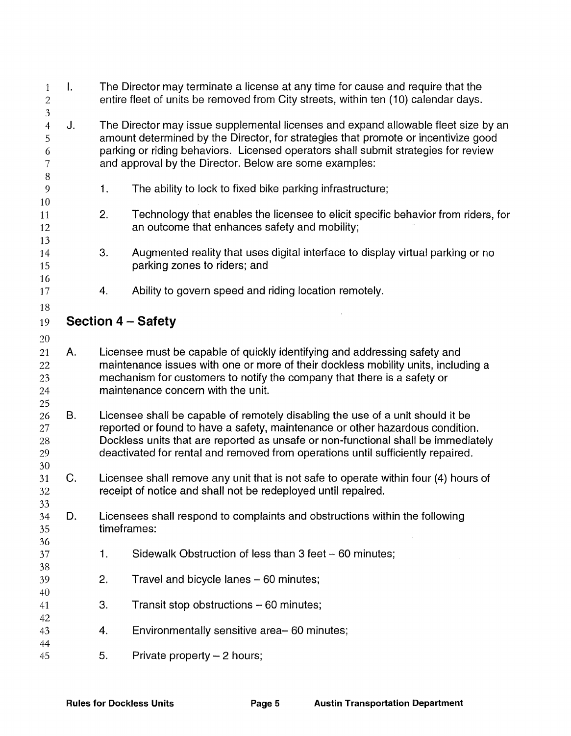I. The Director may terminate a license at any time for cause and require that the entire fleet of units be removed from City streets, within ten (10) calendar days.

J. The Director may issue supplemental licenses and expand allowable fleet size by an amount determined by the Director, for strategies that promote or incentivize good parking or riding behaviors. Licensed operators shall submit strategies for review and approval by the Director. Below are some examples:

1. The ability to lock to fixed bike parking infrastructure;

2. Technology that enables the licensee to elicit specific behavior from riders, for an outcome that enhances safety and mobility;

3. Augmented reality that uses digital interface to display virtual parking or no parking zones to riders; and

4. Ability to govern speed and riding location remotely.

## Section 4 – Safety

A. Licensee must be capable of quickly identifying and addressing safety and maintenance issues with one or more of their dockless mobility units, including a mechanism for customers to notify the company that there is a safety or maintenance concern with the unit.

B. Licensee shall be capable of remotely disabling the use of a unit should it be reported or found to have a safety, maintenance or other hazardous condition. Dockless units that are reported as unsafe or non-functional shall be immediately deactivated for rental and removed from operations until sufficiently repaired.

C. Licensee shall remove any unit that is not safe to operate within four (4) hours of receipt of notice and shall not be redeployed until repaired.

D. Licensees shall respond to complaints and obstructions within the following timeframes:

1. Sidewalk Obstruction of less than 3 feet – 60 minutes;

2. Travel and bicycle lanes – 60 minutes;

3. Transit stop obstructions – 60 minutes;

4. Environmentally sensitive area– 60 minutes;

5. Private property – 2 hours;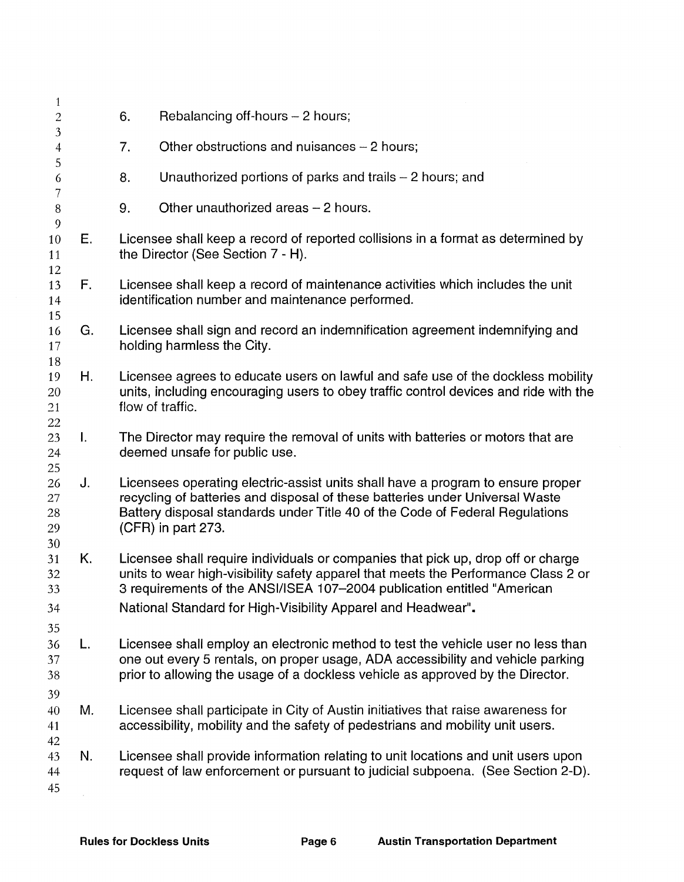6. Rebalancing off-hours – 2 hours;

7. Other obstructions and nuisances – 2 hours;

8. Unauthorized portions of parks and trails – 2 hours; and

9. Other unauthorized areas – 2 hours.

E. Licensee shall keep a record of reported collisions in a format as determined by the Director (See Section 7 - H).

F. Licensee shall keep a record of maintenance activities which includes the unit identification number and maintenance performed.

G. Licensee shall sign and record an indemnification agreement indemnifying and holding harmless the City.

H. Licensee agrees to educate users on lawful and safe use of the dockless mobility units, including encouraging users to obey traffic control devices and ride with the flow of traffic.

I. The Director may require the removal of units with batteries or motors that are deemed unsafe for public use.

J. Licensees operating electric-assist units shall have a program to ensure proper recycling of batteries and disposal of these batteries under Universal Waste Battery disposal standards under Title 40 of the Code of Federal Regulations (CFR) in part 273.

K. Licensee shall require individuals or companies that pick up, drop off or charge units to wear high-visibility safety apparel that meets the Performance Class 2 or 3 requirements of the ANSI/ISEA 107–2004 publication entitled "American National Standard for High-Visibility Apparel and Headwear".

L. Licensee shall employ an electronic method to test the vehicle user no less than one out every 5 rentals, on proper usage, ADA accessibility and vehicle parking prior to allowing the usage of a dockless vehicle as approved by the Director.

M. Licensee shall participate in City of Austin initiatives that raise awareness for accessibility, mobility and the safety of pedestrians and mobility unit users.

N. Licensee shall provide information relating to unit locations and unit users upon request of law enforcement or pursuant to judicial subpoena. (See Section 2-D).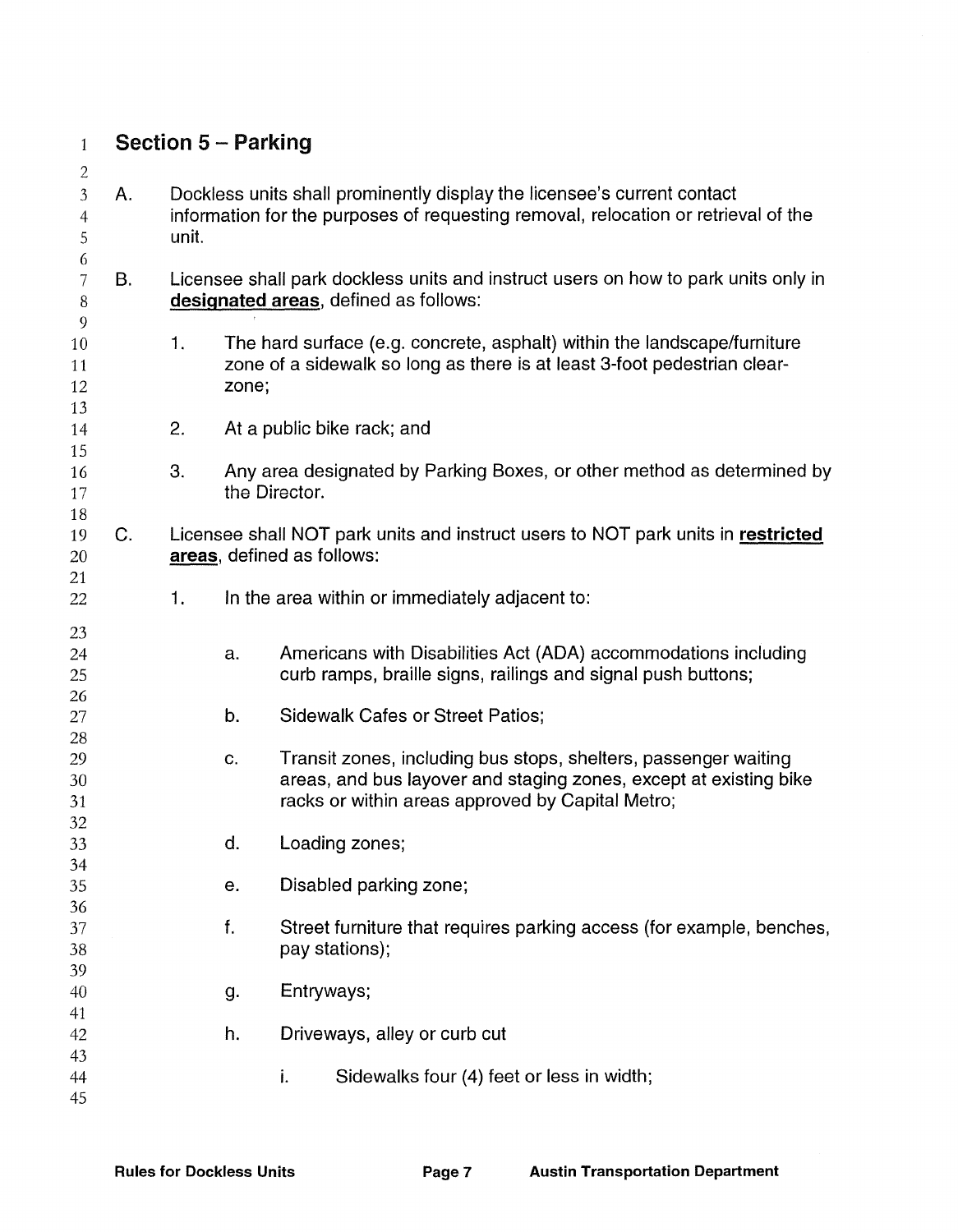## Section 5 – Parking

A. Dockless units shall prominently display the licensee's current contact information for the purposes of requesting removal, relocation or retrieval of the unit.

B. Licensee shall park dockless units and instruct users on how to park units only in **designated areas**, defined as follows:

   1. The hard surface (e.g. concrete, asphalt) within the landscape/furniture zone of a sidewalk so long as there is at least 3-foot pedestrian clear-zone;

   2. At a public bike rack; and

   3. Any area designated by Parking Boxes, or other method as determined by the Director.

C. Licensee shall NOT park units and instruct users to NOT park units in **restricted areas**, defined as follows:

   1. In the area within or immediately adjacent to:

      a. Americans with Disabilities Act (ADA) accommodations including curb ramps, braille signs, railings and signal push buttons;

      b. Sidewalk Cafes or Street Patios;

      c. Transit zones, including bus stops, shelters, passenger waiting areas, and bus layover and staging zones, except at existing bike racks or within areas approved by Capital Metro;

      d. Loading zones;

      e. Disabled parking zone;

      f. Street furniture that requires parking access (for example, benches, pay stations);

      g. Entryways;

      h. Driveways, alley or curb cut

         i. Sidewalks four (4) feet or less in width;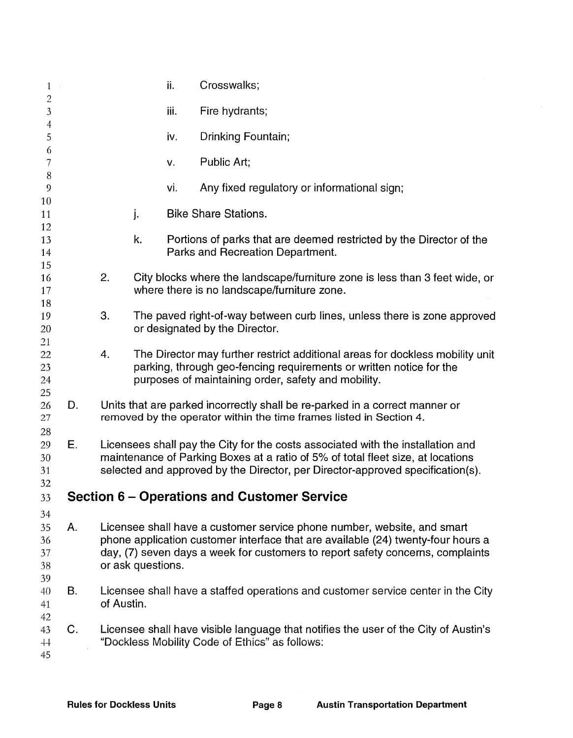ii. Crosswalks;

iii. Fire hydrants;

iv. Drinking Fountain;

v. Public Art;

vi. Any fixed regulatory or informational sign;

j. Bike Share Stations.

k. Portions of parks that are deemed restricted by the Director of the Parks and Recreation Department.

2. City blocks where the landscape/furniture zone is less than 3 feet wide, or where there is no landscape/furniture zone.

3. The paved right-of-way between curb lines, unless there is zone approved or designated by the Director.

4. The Director may further restrict additional areas for dockless mobility unit parking, through geo-fencing requirements or written notice for the purposes of maintaining order, safety and mobility.

D. Units that are parked incorrectly shall be re-parked in a correct manner or removed by the operator within the time frames listed in Section 4.

E. Licensees shall pay the City for the costs associated with the installation and maintenance of Parking Boxes at a ratio of 5% of total fleet size, at locations selected and approved by the Director, per Director-approved specification(s).

## Section 6 – Operations and Customer Service

A. Licensee shall have a customer service phone number, website, and smart phone application customer interface that are available (24) twenty-four hours a day, (7) seven days a week for customers to report safety concerns, complaints or ask questions.

B. Licensee shall have a staffed operations and customer service center in the City of Austin.

C. Licensee shall have visible language that notifies the user of the City of Austin's "Dockless Mobility Code of Ethics" as follows: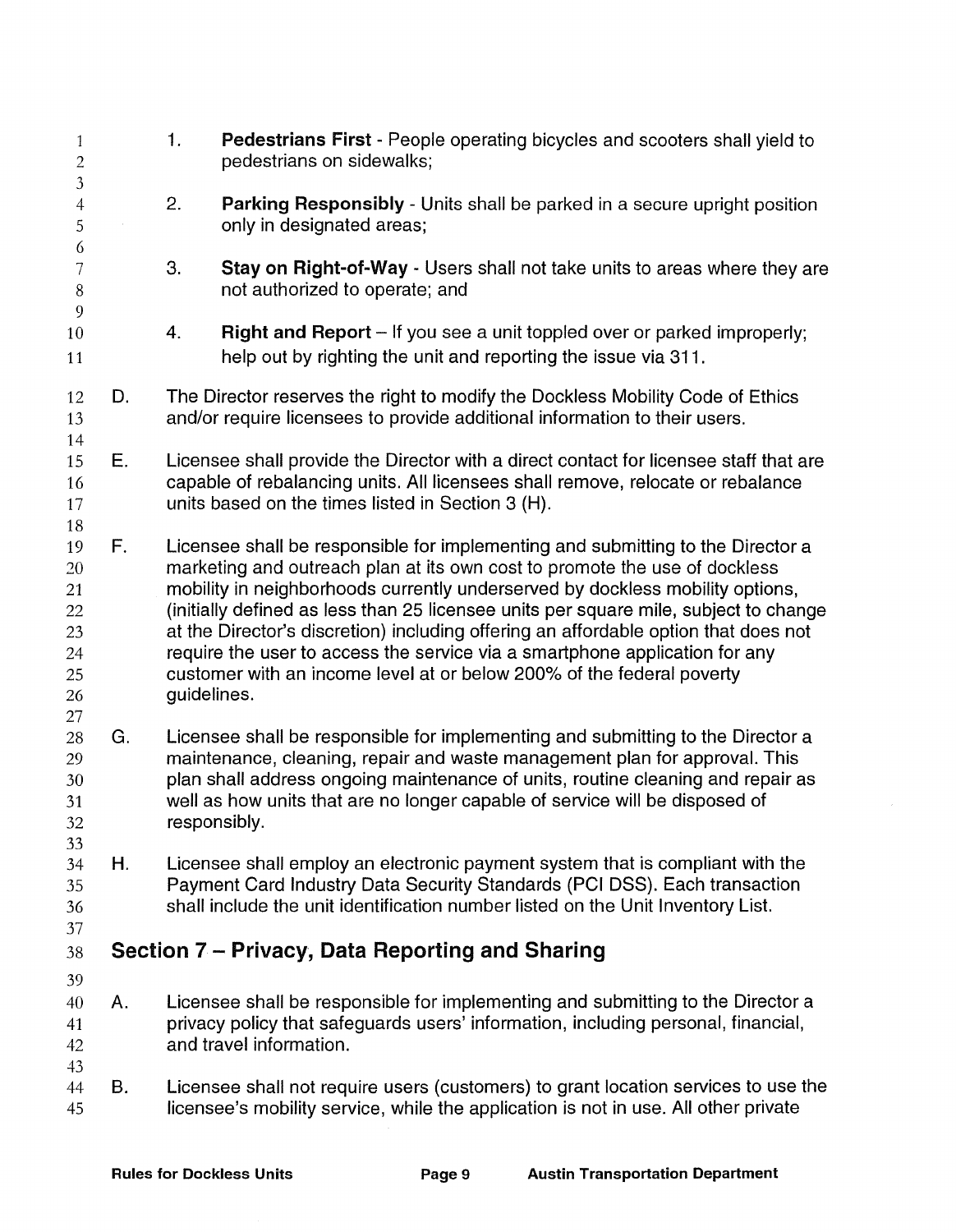1. **Pedestrians First** - People operating bicycles and scooters shall yield to pedestrians on sidewalks;

2. **Parking Responsibly** - Units shall be parked in a secure upright position only in designated areas;

3. **Stay on Right-of-Way** - Users shall not take units to areas where they are not authorized to operate; and

4. **Right and Report** – If you see a unit toppled over or parked improperly; help out by righting the unit and reporting the issue via 311.

D. The Director reserves the right to modify the Dockless Mobility Code of Ethics and/or require licensees to provide additional information to their users.

E. Licensee shall provide the Director with a direct contact for licensee staff that are capable of rebalancing units. All licensees shall remove, relocate or rebalance units based on the times listed in Section 3 (H).

F. Licensee shall be responsible for implementing and submitting to the Director a marketing and outreach plan at its own cost to promote the use of dockless mobility in neighborhoods currently underserved by dockless mobility options, (initially defined as less than 25 licensee units per square mile, subject to change at the Director's discretion) including offering an affordable option that does not require the user to access the service via a smartphone application for any customer with an income level at or below 200% of the federal poverty guidelines.

G. Licensee shall be responsible for implementing and submitting to the Director a maintenance, cleaning, repair and waste management plan for approval. This plan shall address ongoing maintenance of units, routine cleaning and repair as well as how units that are no longer capable of service will be disposed of responsibly.

H. Licensee shall employ an electronic payment system that is compliant with the Payment Card Industry Data Security Standards (PCI DSS). Each transaction shall include the unit identification number listed on the Unit Inventory List.

## Section 7 – Privacy, Data Reporting and Sharing

A. Licensee shall be responsible for implementing and submitting to the Director a privacy policy that safeguards users' information, including personal, financial, and travel information.

B. Licensee shall not require users (customers) to grant location services to use the licensee's mobility service, while the application is not in use. All other private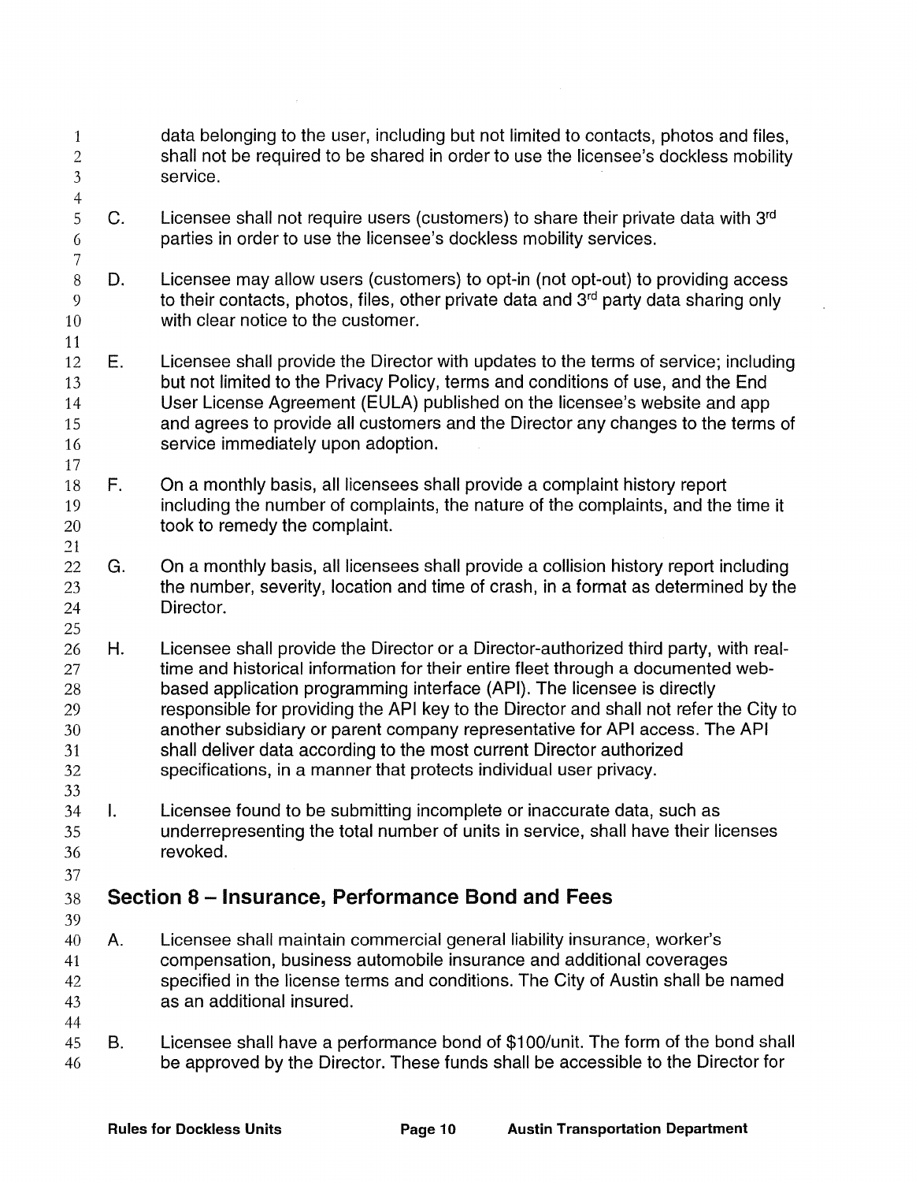data belonging to the user, including but not limited to contacts, photos and files, shall not be required to be shared in order to use the licensee's dockless mobility service.

C. Licensee shall not require users (customers) to share their private data with 3rd parties in order to use the licensee's dockless mobility services.

D. Licensee may allow users (customers) to opt-in (not opt-out) to providing access to their contacts, photos, files, other private data and 3rd party data sharing only with clear notice to the customer.

E. Licensee shall provide the Director with updates to the terms of service; including but not limited to the Privacy Policy, terms and conditions of use, and the End User License Agreement (EULA) published on the licensee's website and app and agrees to provide all customers and the Director any changes to the terms of service immediately upon adoption.

F. On a monthly basis, all licensees shall provide a complaint history report including the number of complaints, the nature of the complaints, and the time it took to remedy the complaint.

G. On a monthly basis, all licensees shall provide a collision history report including the number, severity, location and time of crash, in a format as determined by the Director.

H. Licensee shall provide the Director or a Director-authorized third party, with real-time and historical information for their entire fleet through a documented web-based application programming interface (API). The licensee is directly responsible for providing the API key to the Director and shall not refer the City to another subsidiary or parent company representative for API access. The API shall deliver data according to the most current Director authorized specifications, in a manner that protects individual user privacy.

I. Licensee found to be submitting incomplete or inaccurate data, such as underrepresenting the total number of units in service, shall have their licenses revoked.

## Section 8 – Insurance, Performance Bond and Fees

A. Licensee shall maintain commercial general liability insurance, worker's compensation, business automobile insurance and additional coverages specified in the license terms and conditions. The City of Austin shall be named as an additional insured.

B. Licensee shall have a performance bond of $100/unit. The form of the bond shall be approved by the Director. These funds shall be accessible to the Director for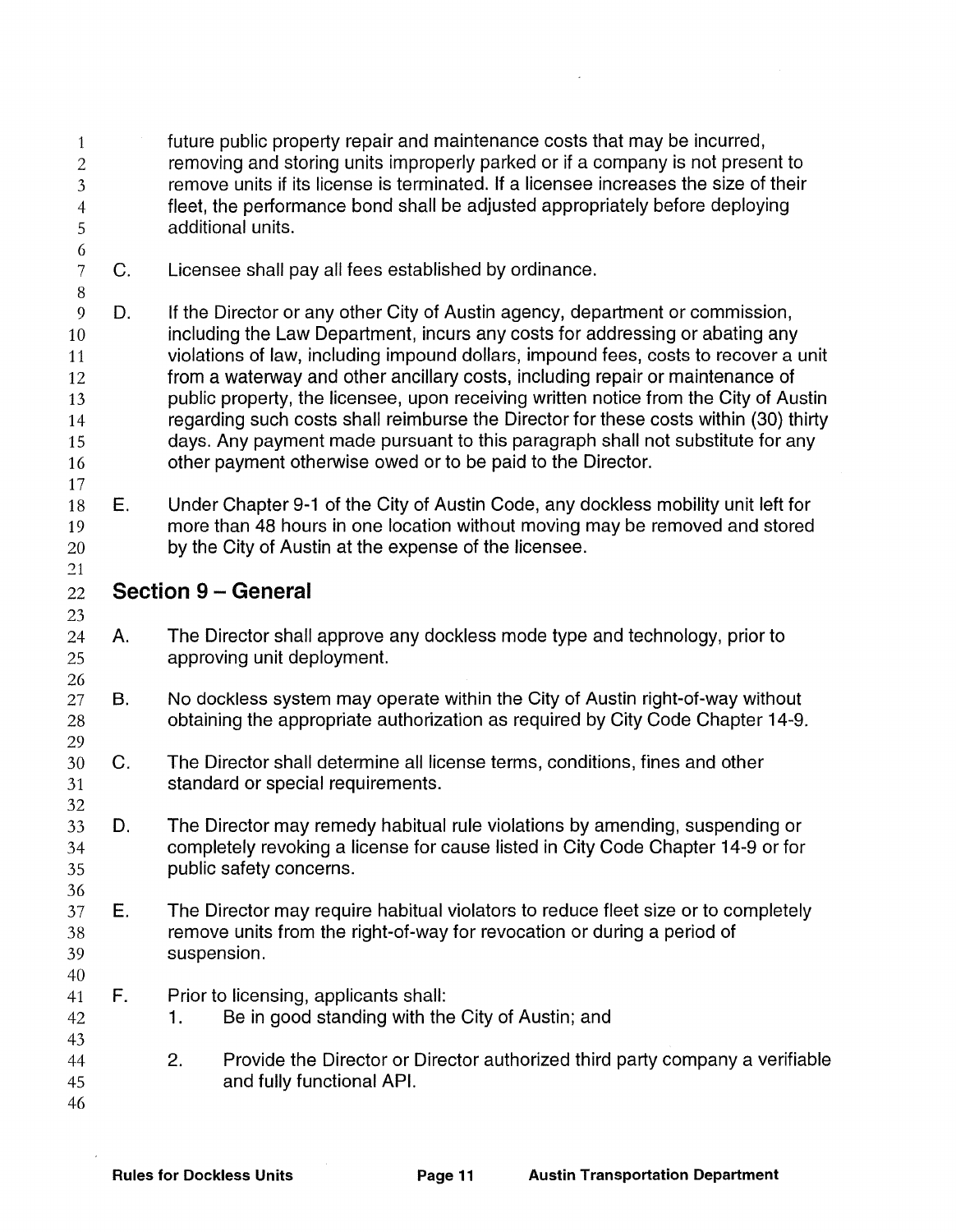future public property repair and maintenance costs that may be incurred, removing and storing units improperly parked or if a company is not present to remove units if its license is terminated. If a licensee increases the size of their fleet, the performance bond shall be adjusted appropriately before deploying additional units.

C. Licensee shall pay all fees established by ordinance.

D. If the Director or any other City of Austin agency, department or commission, including the Law Department, incurs any costs for addressing or abating any violations of law, including impound dollars, impound fees, costs to recover a unit from a waterway and other ancillary costs, including repair or maintenance of public property, the licensee, upon receiving written notice from the City of Austin regarding such costs shall reimburse the Director for these costs within (30) thirty days. Any payment made pursuant to this paragraph shall not substitute for any other payment otherwise owed or to be paid to the Director.

E. Under Chapter 9-1 of the City of Austin Code, any dockless mobility unit left for more than 48 hours in one location without moving may be removed and stored by the City of Austin at the expense of the licensee.

## Section 9 – General

A. The Director shall approve any dockless mode type and technology, prior to approving unit deployment.

B. No dockless system may operate within the City of Austin right-of-way without obtaining the appropriate authorization as required by City Code Chapter 14-9.

C. The Director shall determine all license terms, conditions, fines and other standard or special requirements.

D. The Director may remedy habitual rule violations by amending, suspending or completely revoking a license for cause listed in City Code Chapter 14-9 or for public safety concerns.

E. The Director may require habitual violators to reduce fleet size or to completely remove units from the right-of-way for revocation or during a period of suspension.

F. Prior to licensing, applicants shall:
   1. Be in good standing with the City of Austin; and
   2. Provide the Director or Director authorized third party company a verifiable and fully functional API.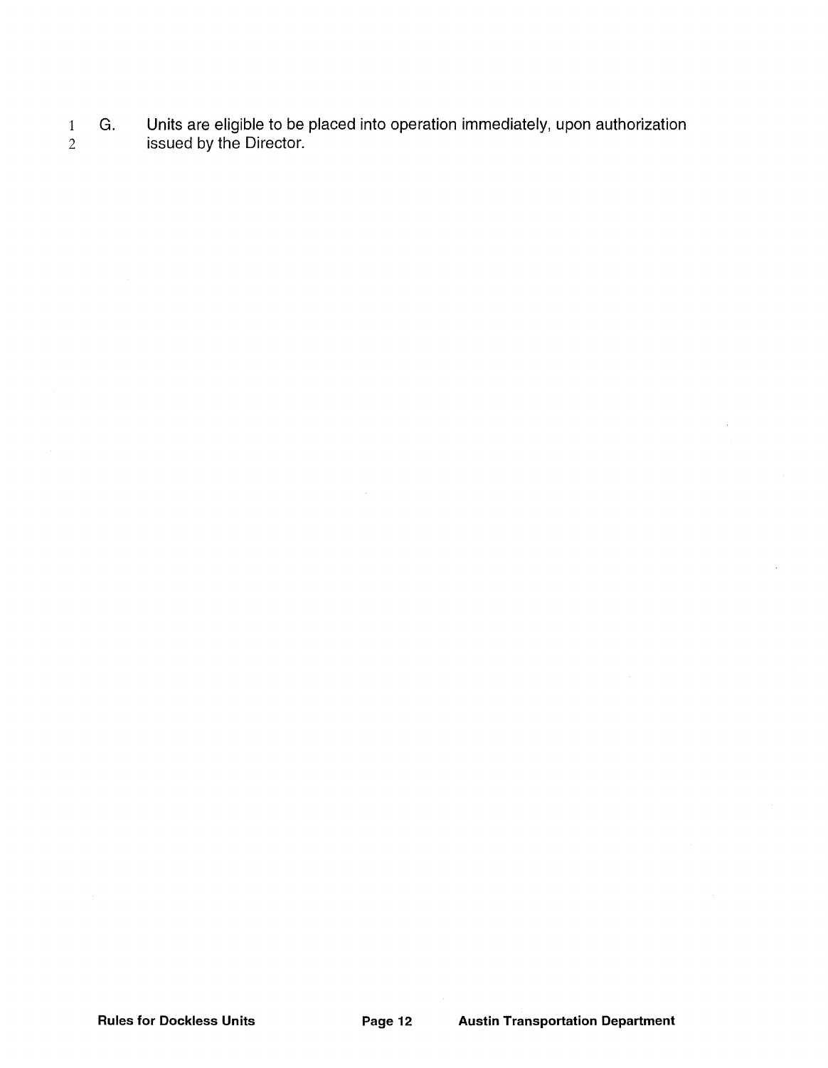G. Units are eligible to be placed into operation immediately, upon authorization issued by the Director.